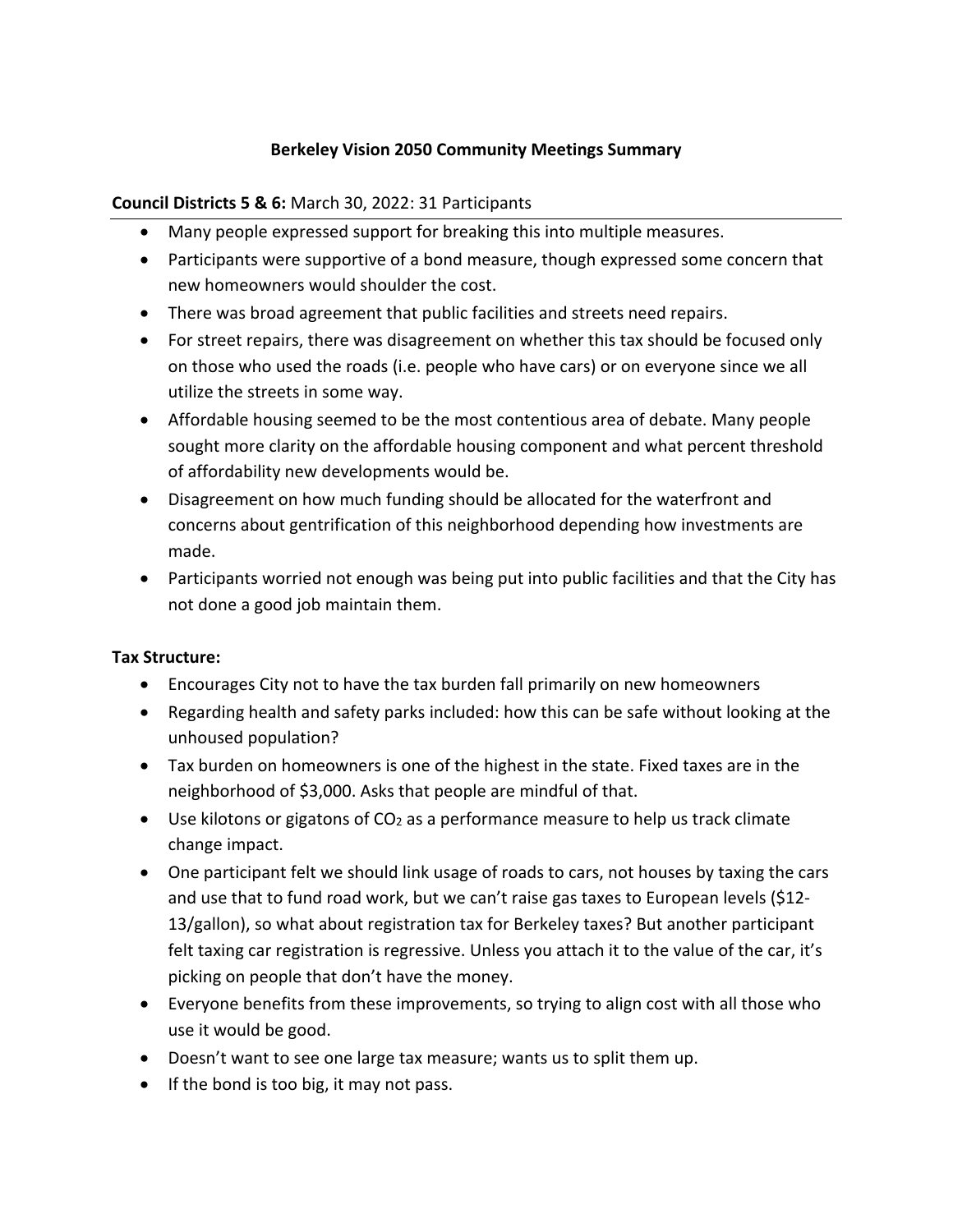# Berkeley Vision 2050 Community Meetings Summary

**Council Districts 5 & 6:** March 30, 2022: 31 Participants

- Many people expressed support for breaking this into multiple measures.
- Participants were supportive of a bond measure, though expressed some concern that new homeowners would shoulder the cost.
- There was broad agreement that public facilities and streets need repairs.
- For street repairs, there was disagreement on whether this tax should be focused only on those who used the roads (i.e. people who have cars) or on everyone since we all utilize the streets in some way.
- Affordable housing seemed to be the most contentious area of debate. Many people sought more clarity on the affordable housing component and what percent threshold of affordability new developments would be.
- Disagreement on how much funding should be allocated for the waterfront and concerns about gentrification of this neighborhood depending how investments are made.
- Participants worried not enough was being put into public facilities and that the City has not done a good job maintain them.

**Tax Structure:**

- Encourages City not to have the tax burden fall primarily on new homeowners
- Regarding health and safety parks included: how this can be safe without looking at the unhoused population?
- Tax burden on homeowners is one of the highest in the state. Fixed taxes are in the neighborhood of $3,000. Asks that people are mindful of that.
- Use kilotons or gigatons of $CO_2$ as a performance measure to help us track climate change impact.
- One participant felt we should link usage of roads to cars, not houses by taxing the cars and use that to fund road work, but we can't raise gas taxes to European levels ($12-13/gallon), so what about registration tax for Berkeley taxes? But another participant felt taxing car registration is regressive. Unless you attach it to the value of the car, it's picking on people that don't have the money.
- Everyone benefits from these improvements, so trying to align cost with all those who use it would be good.
- Doesn't want to see one large tax measure; wants us to split them up.
- If the bond is too big, it may not pass.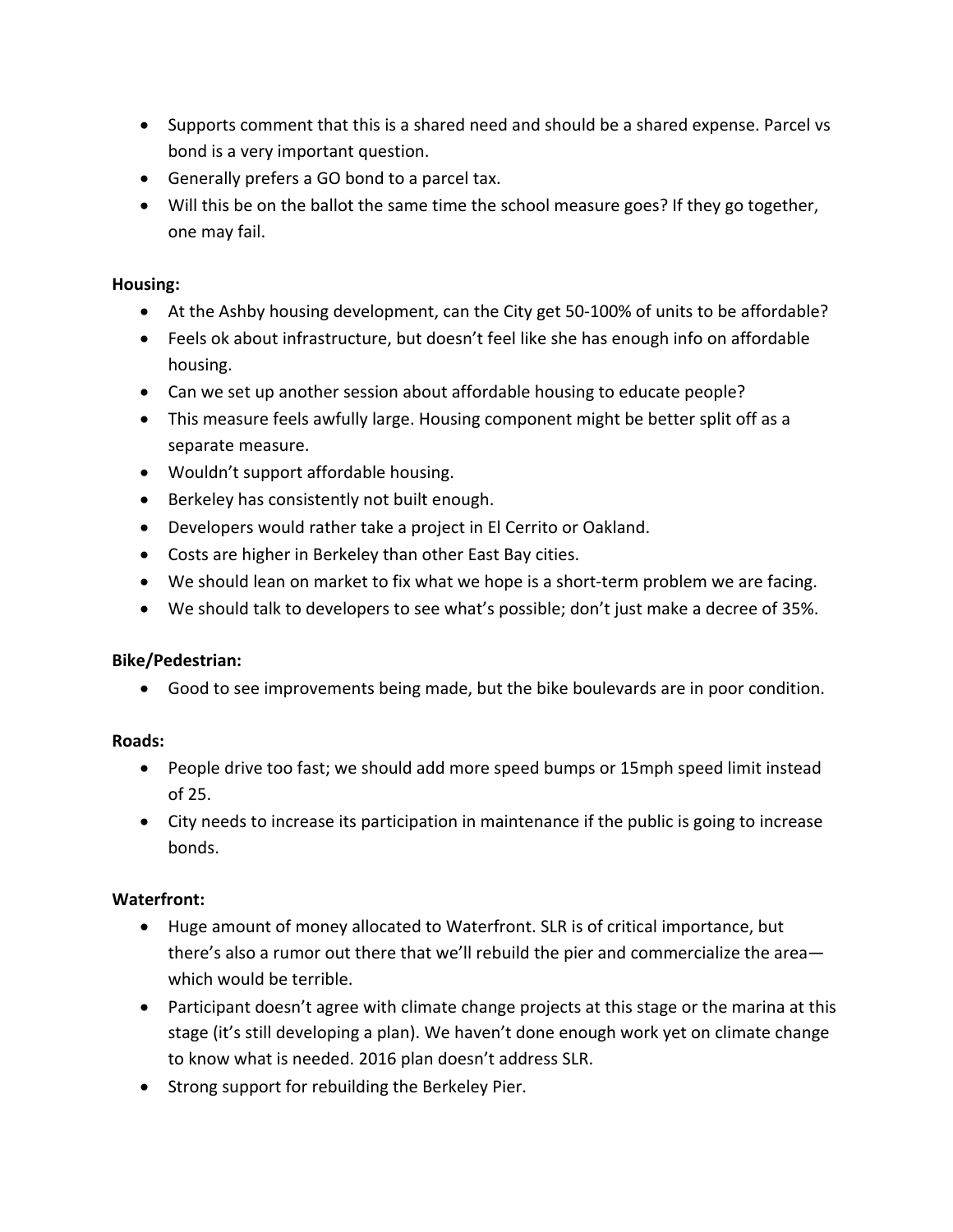- Supports comment that this is a shared need and should be a shared expense. Parcel vs bond is a very important question.
- Generally prefers a GO bond to a parcel tax.
- Will this be on the ballot the same time the school measure goes? If they go together, one may fail.

**Housing:**

- At the Ashby housing development, can the City get 50-100% of units to be affordable?
- Feels ok about infrastructure, but doesn't feel like she has enough info on affordable housing.
- Can we set up another session about affordable housing to educate people?
- This measure feels awfully large. Housing component might be better split off as a separate measure.
- Wouldn't support affordable housing.
- Berkeley has consistently not built enough.
- Developers would rather take a project in El Cerrito or Oakland.
- Costs are higher in Berkeley than other East Bay cities.
- We should lean on market to fix what we hope is a short-term problem we are facing.
- We should talk to developers to see what's possible; don't just make a decree of 35%.

**Bike/Pedestrian:**

- Good to see improvements being made, but the bike boulevards are in poor condition.

**Roads:**

- People drive too fast; we should add more speed bumps or 15mph speed limit instead of 25.
- City needs to increase its participation in maintenance if the public is going to increase bonds.

**Waterfront:**

- Huge amount of money allocated to Waterfront. SLR is of critical importance, but there's also a rumor out there that we'll rebuild the pier and commercialize the area—which would be terrible.
- Participant doesn't agree with climate change projects at this stage or the marina at this stage (it's still developing a plan). We haven't done enough work yet on climate change to know what is needed. 2016 plan doesn't address SLR.
- Strong support for rebuilding the Berkeley Pier.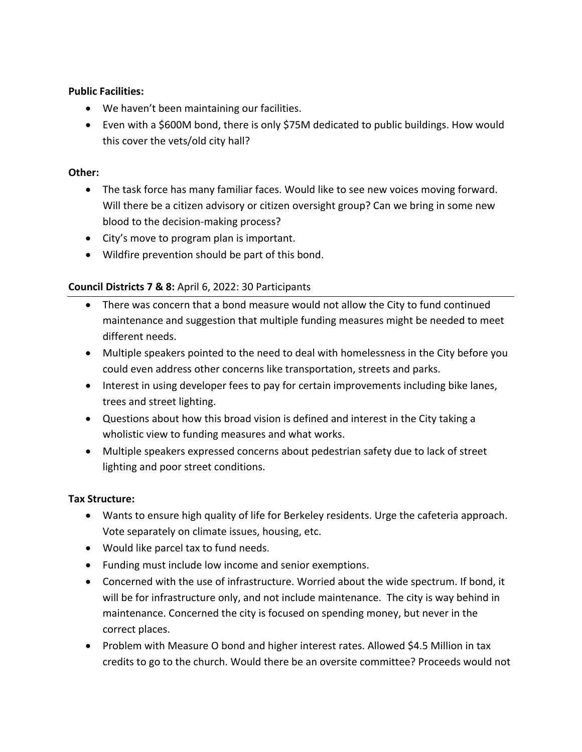**Public Facilities:**

- We haven't been maintaining our facilities.
- Even with a $600M bond, there is only $75M dedicated to public buildings. How would this cover the vets/old city hall?

**Other:**

- The task force has many familiar faces. Would like to see new voices moving forward. Will there be a citizen advisory or citizen oversight group? Can we bring in some new blood to the decision-making process?
- City's move to program plan is important.
- Wildfire prevention should be part of this bond.

**Council Districts 7 & 8:** April 6, 2022: 30 Participants

- There was concern that a bond measure would not allow the City to fund continued maintenance and suggestion that multiple funding measures might be needed to meet different needs.
- Multiple speakers pointed to the need to deal with homelessness in the City before you could even address other concerns like transportation, streets and parks.
- Interest in using developer fees to pay for certain improvements including bike lanes, trees and street lighting.
- Questions about how this broad vision is defined and interest in the City taking a wholistic view to funding measures and what works.
- Multiple speakers expressed concerns about pedestrian safety due to lack of street lighting and poor street conditions.

**Tax Structure:**

- Wants to ensure high quality of life for Berkeley residents. Urge the cafeteria approach. Vote separately on climate issues, housing, etc.
- Would like parcel tax to fund needs.
- Funding must include low income and senior exemptions.
- Concerned with the use of infrastructure. Worried about the wide spectrum. If bond, it will be for infrastructure only, and not include maintenance. The city is way behind in maintenance. Concerned the city is focused on spending money, but never in the correct places.
- Problem with Measure O bond and higher interest rates. Allowed $4.5 Million in tax credits to go to the church. Would there be an oversite committee? Proceeds would not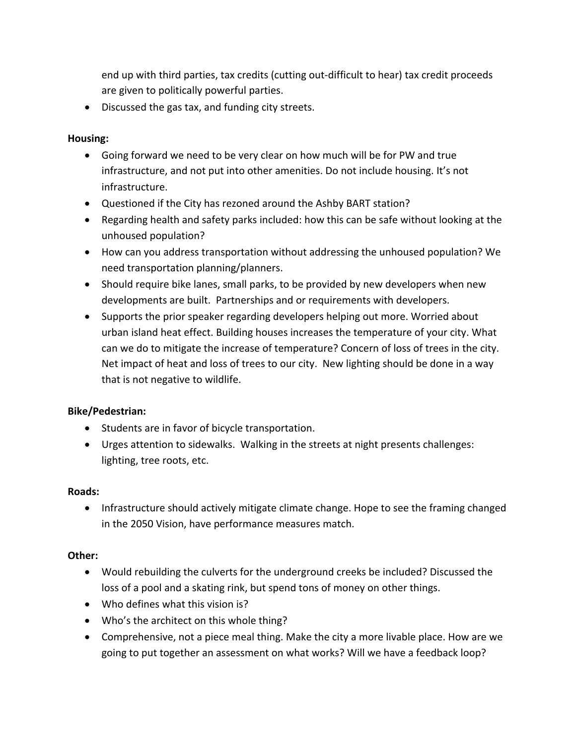end up with third parties, tax credits (cutting out-difficult to hear) tax credit proceeds are given to politically powerful parties.

- Discussed the gas tax, and funding city streets.

**Housing:**

- Going forward we need to be very clear on how much will be for PW and true infrastructure, and not put into other amenities. Do not include housing. It's not infrastructure.
- Questioned if the City has rezoned around the Ashby BART station?
- Regarding health and safety parks included: how this can be safe without looking at the unhoused population?
- How can you address transportation without addressing the unhoused population? We need transportation planning/planners.
- Should require bike lanes, small parks, to be provided by new developers when new developments are built. Partnerships and or requirements with developers.
- Supports the prior speaker regarding developers helping out more. Worried about urban island heat effect. Building houses increases the temperature of your city. What can we do to mitigate the increase of temperature? Concern of loss of trees in the city. Net impact of heat and loss of trees to our city. New lighting should be done in a way that is not negative to wildlife.

**Bike/Pedestrian:**

- Students are in favor of bicycle transportation.
- Urges attention to sidewalks. Walking in the streets at night presents challenges: lighting, tree roots, etc.

**Roads:**

- Infrastructure should actively mitigate climate change. Hope to see the framing changed in the 2050 Vision, have performance measures match.

**Other:**

- Would rebuilding the culverts for the underground creeks be included? Discussed the loss of a pool and a skating rink, but spend tons of money on other things.
- Who defines what this vision is?
- Who's the architect on this whole thing?
- Comprehensive, not a piece meal thing. Make the city a more livable place. How are we going to put together an assessment on what works? Will we have a feedback loop?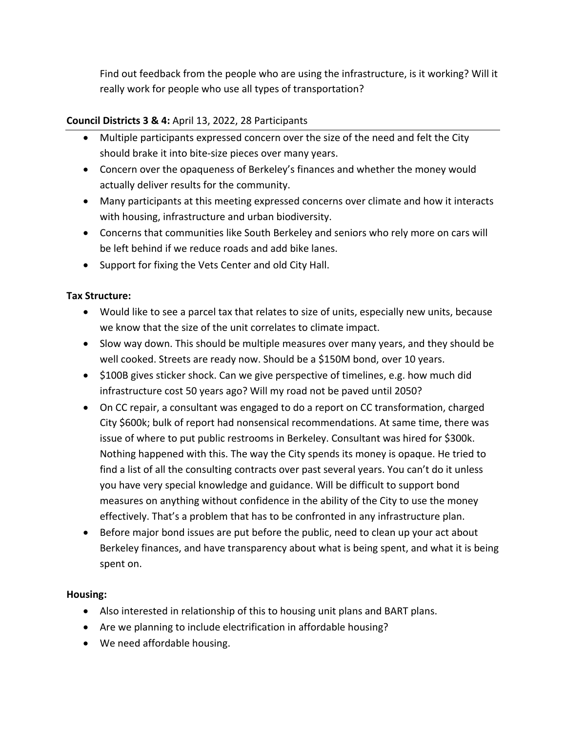Find out feedback from the people who are using the infrastructure, is it working? Will it really work for people who use all types of transportation?

**Council Districts 3 & 4:** April 13, 2022, 28 Participants

- Multiple participants expressed concern over the size of the need and felt the City should brake it into bite-size pieces over many years.
- Concern over the opaqueness of Berkeley's finances and whether the money would actually deliver results for the community.
- Many participants at this meeting expressed concerns over climate and how it interacts with housing, infrastructure and urban biodiversity.
- Concerns that communities like South Berkeley and seniors who rely more on cars will be left behind if we reduce roads and add bike lanes.
- Support for fixing the Vets Center and old City Hall.

**Tax Structure:**

- Would like to see a parcel tax that relates to size of units, especially new units, because we know that the size of the unit correlates to climate impact.
- Slow way down. This should be multiple measures over many years, and they should be well cooked. Streets are ready now. Should be a $150M bond, over 10 years.
- $100B gives sticker shock. Can we give perspective of timelines, e.g. how much did infrastructure cost 50 years ago? Will my road not be paved until 2050?
- On CC repair, a consultant was engaged to do a report on CC transformation, charged City $600k; bulk of report had nonsensical recommendations. At same time, there was issue of where to put public restrooms in Berkeley. Consultant was hired for $300k. Nothing happened with this. The way the City spends its money is opaque. He tried to find a list of all the consulting contracts over past several years. You can't do it unless you have very special knowledge and guidance. Will be difficult to support bond measures on anything without confidence in the ability of the City to use the money effectively. That's a problem that has to be confronted in any infrastructure plan.
- Before major bond issues are put before the public, need to clean up your act about Berkeley finances, and have transparency about what is being spent, and what it is being spent on.

**Housing:**

- Also interested in relationship of this to housing unit plans and BART plans.
- Are we planning to include electrification in affordable housing?
- We need affordable housing.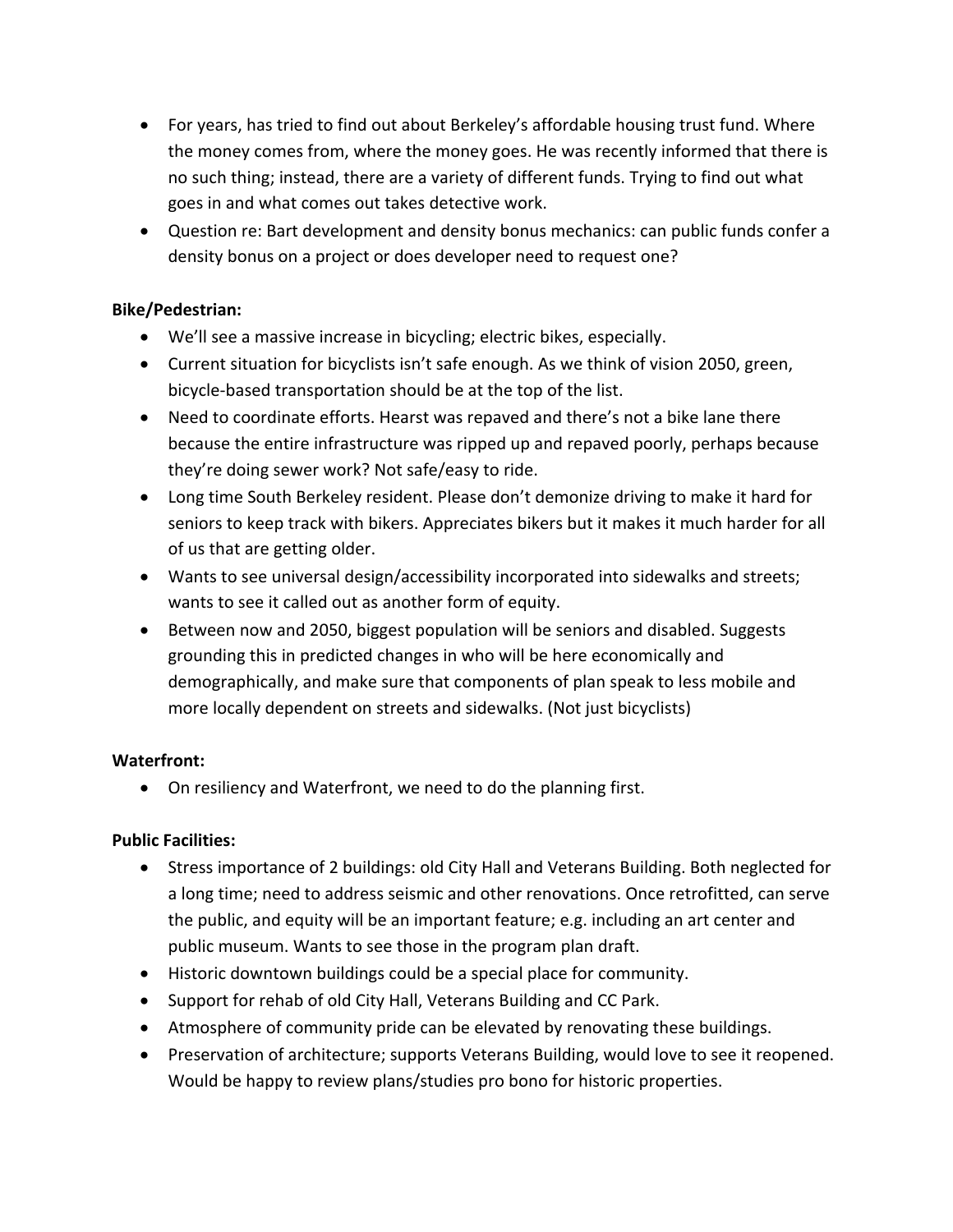- For years, has tried to find out about Berkeley's affordable housing trust fund. Where the money comes from, where the money goes. He was recently informed that there is no such thing; instead, there are a variety of different funds. Trying to find out what goes in and what comes out takes detective work.
- Question re: Bart development and density bonus mechanics: can public funds confer a density bonus on a project or does developer need to request one?

**Bike/Pedestrian:**

- We'll see a massive increase in bicycling; electric bikes, especially.
- Current situation for bicyclists isn't safe enough. As we think of vision 2050, green, bicycle-based transportation should be at the top of the list.
- Need to coordinate efforts. Hearst was repaved and there's not a bike lane there because the entire infrastructure was ripped up and repaved poorly, perhaps because they're doing sewer work? Not safe/easy to ride.
- Long time South Berkeley resident. Please don't demonize driving to make it hard for seniors to keep track with bikers. Appreciates bikers but it makes it much harder for all of us that are getting older.
- Wants to see universal design/accessibility incorporated into sidewalks and streets; wants to see it called out as another form of equity.
- Between now and 2050, biggest population will be seniors and disabled. Suggests grounding this in predicted changes in who will be here economically and demographically, and make sure that components of plan speak to less mobile and more locally dependent on streets and sidewalks. (Not just bicyclists)

**Waterfront:**

- On resiliency and Waterfront, we need to do the planning first.

**Public Facilities:**

- Stress importance of 2 buildings: old City Hall and Veterans Building. Both neglected for a long time; need to address seismic and other renovations. Once retrofitted, can serve the public, and equity will be an important feature; e.g. including an art center and public museum. Wants to see those in the program plan draft.
- Historic downtown buildings could be a special place for community.
- Support for rehab of old City Hall, Veterans Building and CC Park.
- Atmosphere of community pride can be elevated by renovating these buildings.
- Preservation of architecture; supports Veterans Building, would love to see it reopened. Would be happy to review plans/studies pro bono for historic properties.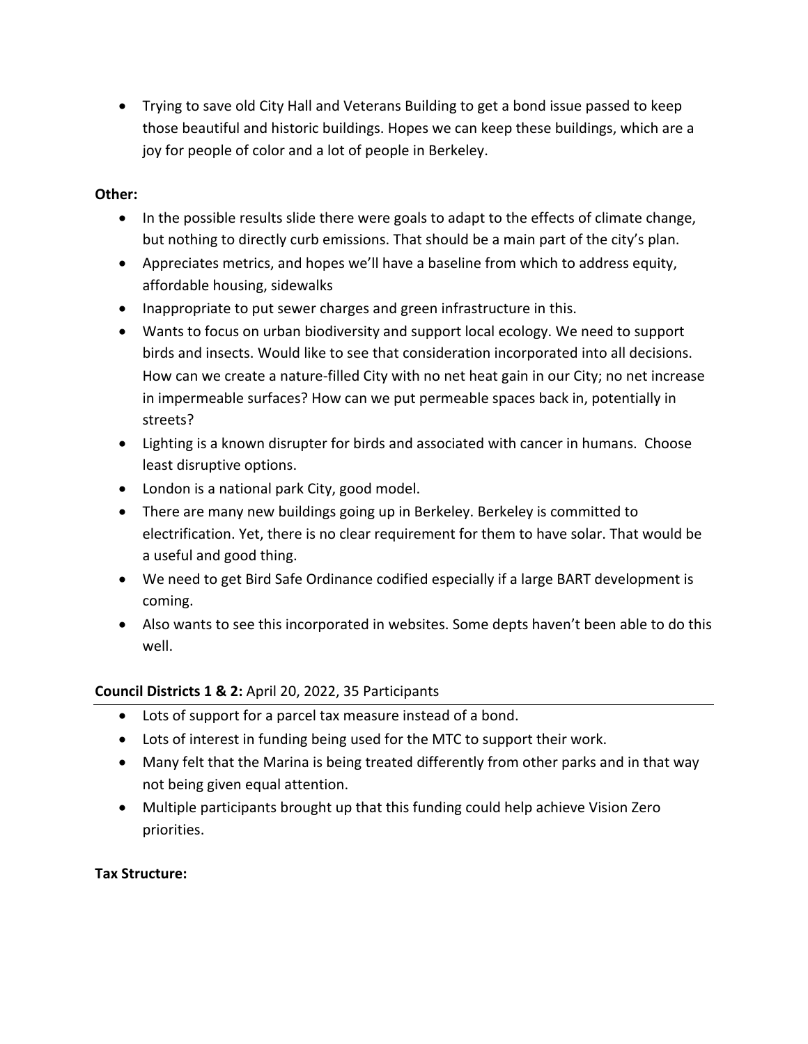- Trying to save old City Hall and Veterans Building to get a bond issue passed to keep those beautiful and historic buildings. Hopes we can keep these buildings, which are a joy for people of color and a lot of people in Berkeley.

**Other:**

- In the possible results slide there were goals to adapt to the effects of climate change, but nothing to directly curb emissions. That should be a main part of the city's plan.
- Appreciates metrics, and hopes we'll have a baseline from which to address equity, affordable housing, sidewalks
- Inappropriate to put sewer charges and green infrastructure in this.
- Wants to focus on urban biodiversity and support local ecology. We need to support birds and insects. Would like to see that consideration incorporated into all decisions. How can we create a nature-filled City with no net heat gain in our City; no net increase in impermeable surfaces? How can we put permeable spaces back in, potentially in streets?
- Lighting is a known disrupter for birds and associated with cancer in humans. Choose least disruptive options.
- London is a national park City, good model.
- There are many new buildings going up in Berkeley. Berkeley is committed to electrification. Yet, there is no clear requirement for them to have solar. That would be a useful and good thing.
- We need to get Bird Safe Ordinance codified especially if a large BART development is coming.
- Also wants to see this incorporated in websites. Some depts haven't been able to do this well.

**Council Districts 1 & 2:** April 20, 2022, 35 Participants

- Lots of support for a parcel tax measure instead of a bond.
- Lots of interest in funding being used for the MTC to support their work.
- Many felt that the Marina is being treated differently from other parks and in that way not being given equal attention.
- Multiple participants brought up that this funding could help achieve Vision Zero priorities.

**Tax Structure:**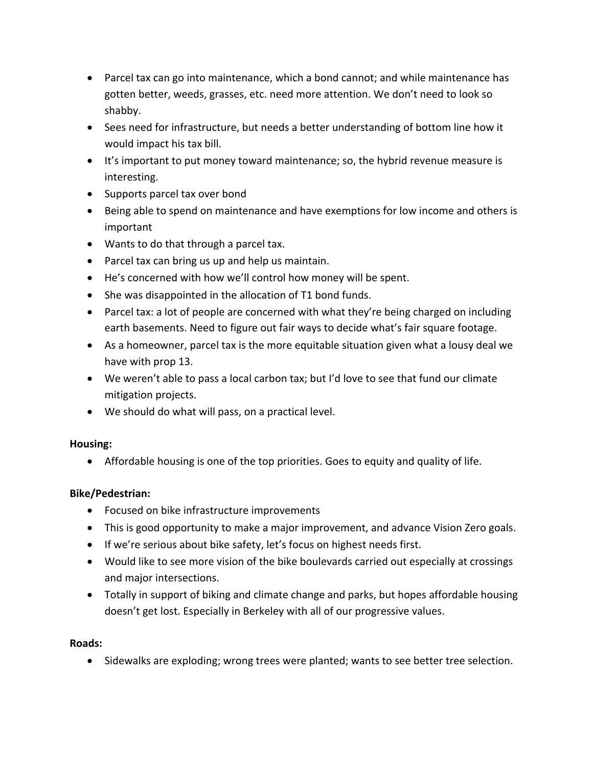- Parcel tax can go into maintenance, which a bond cannot; and while maintenance has gotten better, weeds, grasses, etc. need more attention. We don't need to look so shabby.
- Sees need for infrastructure, but needs a better understanding of bottom line how it would impact his tax bill.
- It's important to put money toward maintenance; so, the hybrid revenue measure is interesting.
- Supports parcel tax over bond
- Being able to spend on maintenance and have exemptions for low income and others is important
- Wants to do that through a parcel tax.
- Parcel tax can bring us up and help us maintain.
- He's concerned with how we'll control how money will be spent.
- She was disappointed in the allocation of T1 bond funds.
- Parcel tax: a lot of people are concerned with what they're being charged on including earth basements. Need to figure out fair ways to decide what's fair square footage.
- As a homeowner, parcel tax is the more equitable situation given what a lousy deal we have with prop 13.
- We weren't able to pass a local carbon tax; but I'd love to see that fund our climate mitigation projects.
- We should do what will pass, on a practical level.

**Housing:**

- Affordable housing is one of the top priorities. Goes to equity and quality of life.

**Bike/Pedestrian:**

- Focused on bike infrastructure improvements
- This is good opportunity to make a major improvement, and advance Vision Zero goals.
- If we're serious about bike safety, let's focus on highest needs first.
- Would like to see more vision of the bike boulevards carried out especially at crossings and major intersections.
- Totally in support of biking and climate change and parks, but hopes affordable housing doesn't get lost. Especially in Berkeley with all of our progressive values.

**Roads:**

- Sidewalks are exploding; wrong trees were planted; wants to see better tree selection.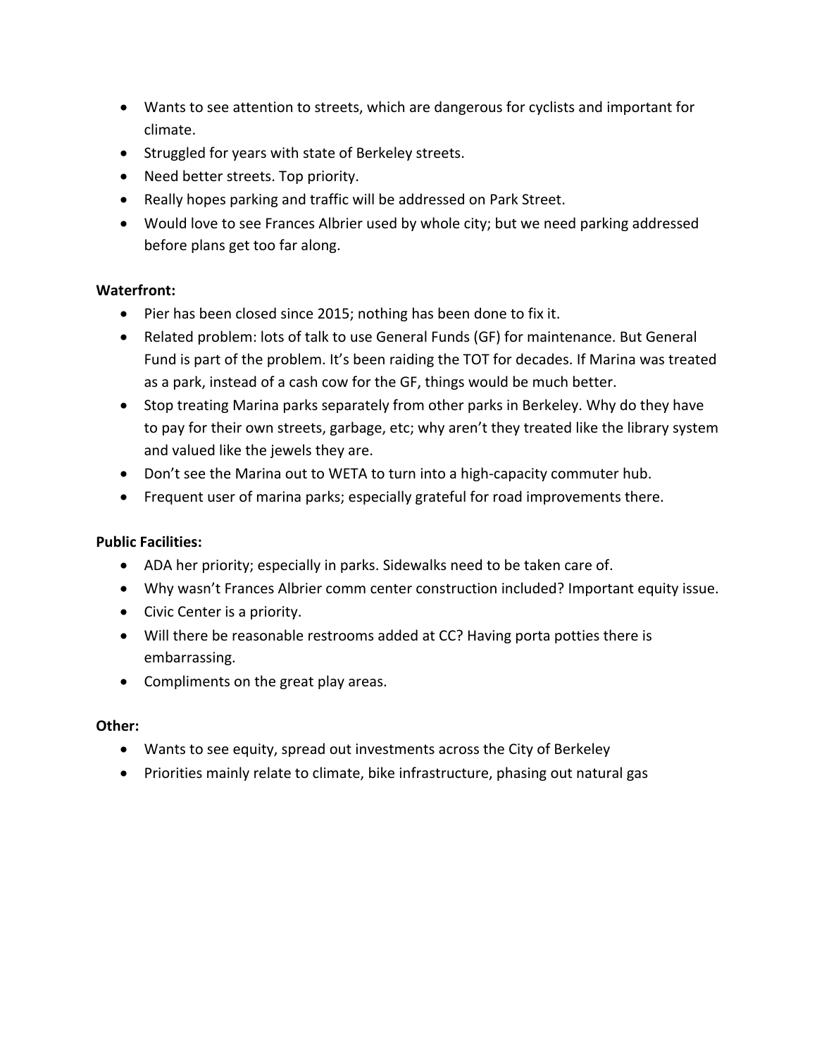- Wants to see attention to streets, which are dangerous for cyclists and important for climate.
- Struggled for years with state of Berkeley streets.
- Need better streets. Top priority.
- Really hopes parking and traffic will be addressed on Park Street.
- Would love to see Frances Albrier used by whole city; but we need parking addressed before plans get too far along.

**Waterfront:**

- Pier has been closed since 2015; nothing has been done to fix it.
- Related problem: lots of talk to use General Funds (GF) for maintenance. But General Fund is part of the problem. It's been raiding the TOT for decades. If Marina was treated as a park, instead of a cash cow for the GF, things would be much better.
- Stop treating Marina parks separately from other parks in Berkeley. Why do they have to pay for their own streets, garbage, etc; why aren't they treated like the library system and valued like the jewels they are.
- Don't see the Marina out to WETA to turn into a high-capacity commuter hub.
- Frequent user of marina parks; especially grateful for road improvements there.

**Public Facilities:**

- ADA her priority; especially in parks. Sidewalks need to be taken care of.
- Why wasn't Frances Albrier comm center construction included? Important equity issue.
- Civic Center is a priority.
- Will there be reasonable restrooms added at CC? Having porta potties there is embarrassing.
- Compliments on the great play areas.

**Other:**

- Wants to see equity, spread out investments across the City of Berkeley
- Priorities mainly relate to climate, bike infrastructure, phasing out natural gas